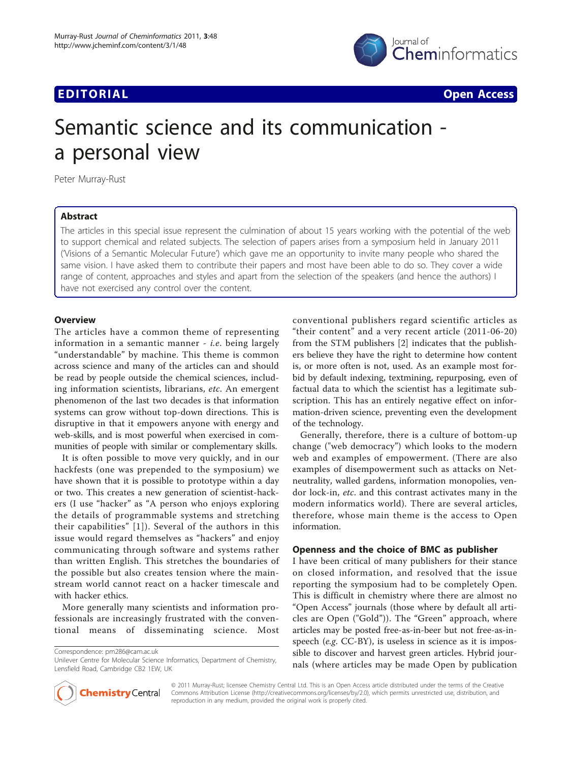EDITORIAL Open Access

# Semantic science and its communication - a personal view

Peter Murray-Rust

## Abstract

The articles in this special issue represent the culmination of about 15 years working with the potential of the web to support chemical and related subjects. The selection of papers arises from a symposium held in January 2011 ('Visions of a Semantic Molecular Future') which gave me an opportunity to invite many people who shared the same vision. I have asked them to contribute their papers and most have been able to do so. They cover a wide range of content, approaches and styles and apart from the selection of the speakers (and hence the authors) I have not exercised any control over the content.

## Overview

The articles have a common theme of representing information in a semantic manner - *i.e.* being largely "understandable" by machine. This theme is common across science and many of the articles can and should be read by people outside the chemical sciences, including information scientists, librarians, *etc.* An emergent phenomenon of the last two decades is that information systems can grow without top-down directions. This is disruptive in that it empowers anyone with energy and web-skills, and is most powerful when exercised in communities of people with similar or complementary skills.

It is often possible to move very quickly, and in our hackfests (one was prepended to the symposium) we have shown that it is possible to prototype within a day or two. This creates a new generation of scientist-hackers (I use "hacker" as "A person who enjoys exploring the details of programmable systems and stretching their capabilities" [1]). Several of the authors in this issue would regard themselves as "hackers" and enjoy communicating through software and systems rather than written English. This stretches the boundaries of the possible but also creates tension where the mainstream world cannot react on a hacker timescale and with hacker ethics.

More generally many scientists and information professionals are increasingly frustrated with the conventional means of disseminating science. Most conventional publishers regard scientific articles as "their content" and a very recent article (2011-06-20) from the STM publishers [2] indicates that the publishers believe they have the right to determine how content is, or more often is not, used. As an example most forbid by default indexing, textmining, repurposing, even of factual data to which the scientist has a legitimate subscription. This has an entirely negative effect on information-driven science, preventing even the development of the technology.

Generally, therefore, there is a culture of bottom-up change ("web democracy") which looks to the modern web and examples of empowerment. (There are also examples of disempowerment such as attacks on Net-neutrality, walled gardens, information monopolies, vendor lock-in, *etc.* and this contrast activates many in the modern informatics world). There are several articles, therefore, whose main theme is the access to Open information.

### Openness and the choice of BMC as publisher

I have been critical of many publishers for their stance on closed information, and resolved that the issue reporting the symposium had to be completely Open. This is difficult in chemistry where there are almost no "Open Access" journals (those where by default all articles are Open ("Gold")). The "Green" approach, where articles may be posted free-as-in-beer but not free-as-in-speech (*e.g.* CC-BY), is useless in science as it is impossible to discover and harvest green articles. Hybrid journals (where articles may be made Open by publication

Correspondence: pm286@cam.ac.uk
Unilever Centre for Molecular Science Informatics, Department of Chemistry, Lensfield Road, Cambridge CB2 1EW, UK

© 2011 Murray-Rust; licensee Chemistry Central Ltd. This is an Open Access article distributed under the terms of the Creative Commons Attribution License (http://creativecommons.org/licenses/by/2.0), which permits unrestricted use, distribution, and reproduction in any medium, provided the original work is properly cited.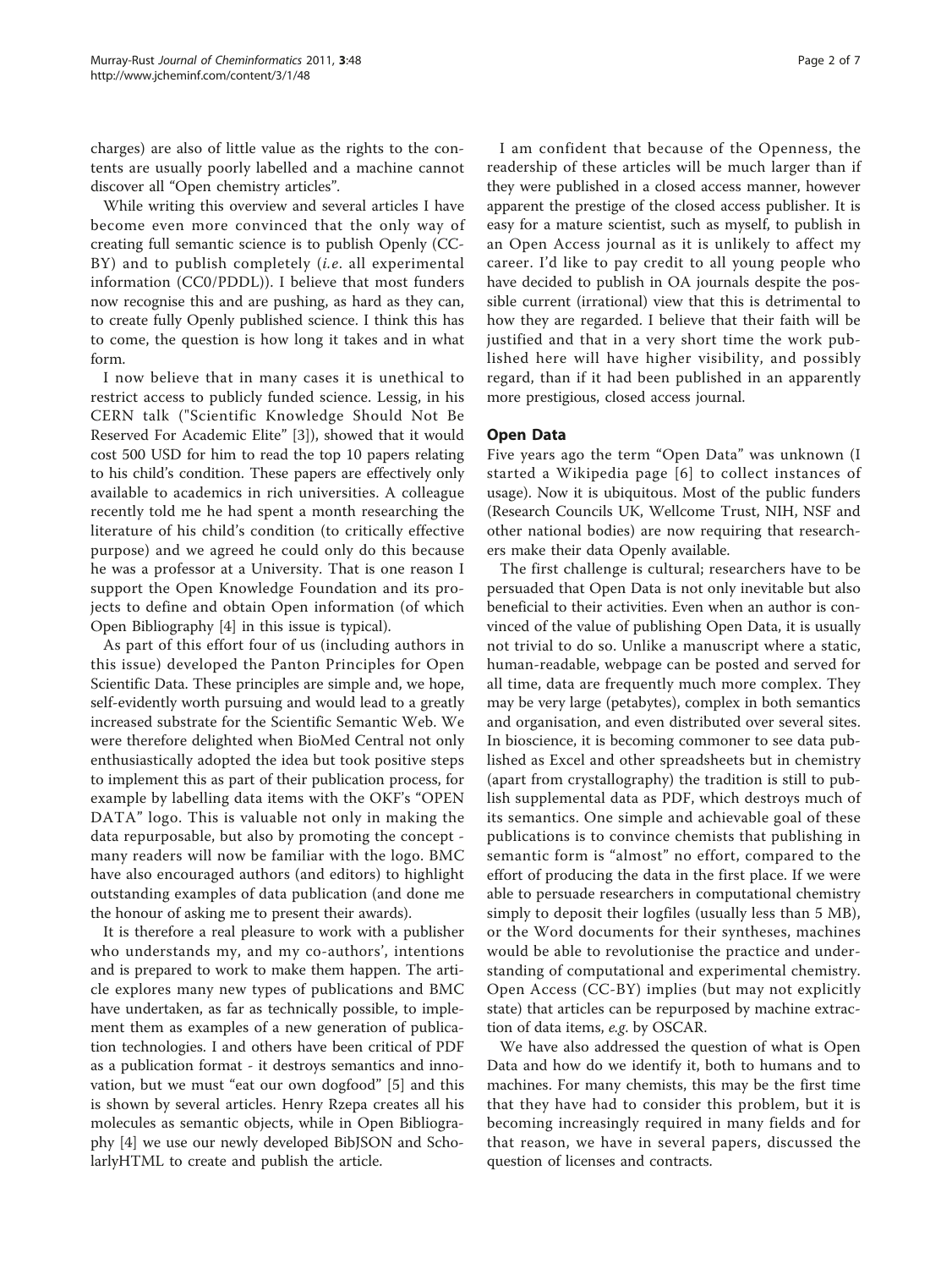charges) are also of little value as the rights to the contents are usually poorly labelled and a machine cannot discover all "Open chemistry articles".

While writing this overview and several articles I have become even more convinced that the only way of creating full semantic science is to publish Openly (CC-BY) and to publish completely (*i.e.* all experimental information (CC0/PDDL)). I believe that most funders now recognise this and are pushing, as hard as they can, to create fully Openly published science. I think this has to come, the question is how long it takes and in what form.

I now believe that in many cases it is unethical to restrict access to publicly funded science. Lessig, in his CERN talk ("Scientific Knowledge Should Not Be Reserved For Academic Elite" [3]), showed that it would cost 500 USD for him to read the top 10 papers relating to his child's condition. These papers are effectively only available to academics in rich universities. A colleague recently told me he had spent a month researching the literature of his child's condition (to critically effective purpose) and we agreed he could only do this because he was a professor at a University. That is one reason I support the Open Knowledge Foundation and its projects to define and obtain Open information (of which Open Bibliography [4] in this issue is typical).

As part of this effort four of us (including authors in this issue) developed the Panton Principles for Open Scientific Data. These principles are simple and, we hope, self-evidently worth pursuing and would lead to a greatly increased substrate for the Scientific Semantic Web. We were therefore delighted when BioMed Central not only enthusiastically adopted the idea but took positive steps to implement this as part of their publication process, for example by labelling data items with the OKF's "OPEN DATA" logo. This is valuable not only in making the data repurposable, but also by promoting the concept - many readers will now be familiar with the logo. BMC have also encouraged authors (and editors) to highlight outstanding examples of data publication (and done me the honour of asking me to present their awards).

It is therefore a real pleasure to work with a publisher who understands my, and my co-authors', intentions and is prepared to work to make them happen. The article explores many new types of publications and BMC have undertaken, as far as technically possible, to implement them as examples of a new generation of publication technologies. I and others have been critical of PDF as a publication format - it destroys semantics and innovation, but we must "eat our own dogfood" [5] and this is shown by several articles. Henry Rzepa creates all his molecules as semantic objects, while in Open Bibliography [4] we use our newly developed BibJSON and ScholarlyHTML to create and publish the article.

I am confident that because of the Openness, the readership of these articles will be much larger than if they were published in a closed access manner, however apparent the prestige of the closed access publisher. It is easy for a mature scientist, such as myself, to publish in an Open Access journal as it is unlikely to affect my career. I'd like to pay credit to all young people who have decided to publish in OA journals despite the possible current (irrational) view that this is detrimental to how they are regarded. I believe that their faith will be justified and that in a very short time the work published here will have higher visibility, and possibly regard, than if it had been published in an apparently more prestigious, closed access journal.

## Open Data

Five years ago the term "Open Data" was unknown (I started a Wikipedia page [6] to collect instances of usage). Now it is ubiquitous. Most of the public funders (Research Councils UK, Wellcome Trust, NIH, NSF and other national bodies) are now requiring that researchers make their data Openly available.

The first challenge is cultural; researchers have to be persuaded that Open Data is not only inevitable but also beneficial to their activities. Even when an author is convinced of the value of publishing Open Data, it is usually not trivial to do so. Unlike a manuscript where a static, human-readable, webpage can be posted and served for all time, data are frequently much more complex. They may be very large (petabytes), complex in both semantics and organisation, and even distributed over several sites. In bioscience, it is becoming commoner to see data published as Excel and other spreadsheets but in chemistry (apart from crystallography) the tradition is still to publish supplemental data as PDF, which destroys much of its semantics. One simple and achievable goal of these publications is to convince chemists that publishing in semantic form is "almost" no effort, compared to the effort of producing the data in the first place. If we were able to persuade researchers in computational chemistry simply to deposit their logfiles (usually less than 5 MB), or the Word documents for their syntheses, machines would be able to revolutionise the practice and understanding of computational and experimental chemistry. Open Access (CC-BY) implies (but may not explicitly state) that articles can be repurposed by machine extraction of data items, *e.g.* by OSCAR.

We have also addressed the question of what is Open Data and how do we identify it, both to humans and to machines. For many chemists, this may be the first time that they have had to consider this problem, but it is becoming increasingly required in many fields and for that reason, we have in several papers, discussed the question of licenses and contracts.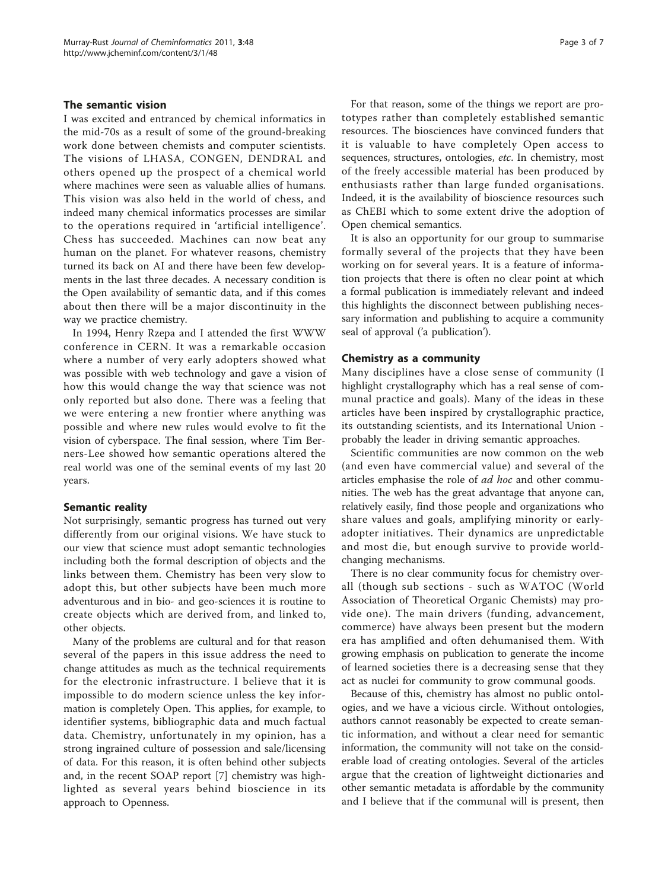## The semantic vision

I was excited and entranced by chemical informatics in the mid-70s as a result of some of the ground-breaking work done between chemists and computer scientists. The visions of LHASA, CONGEN, DENDRAL and others opened up the prospect of a chemical world where machines were seen as valuable allies of humans. This vision was also held in the world of chess, and indeed many chemical informatics processes are similar to the operations required in 'artificial intelligence'. Chess has succeeded. Machines can now beat any human on the planet. For whatever reasons, chemistry turned its back on AI and there have been few developments in the last three decades. A necessary condition is the Open availability of semantic data, and if this comes about then there will be a major discontinuity in the way we practice chemistry.

In 1994, Henry Rzepa and I attended the first WWW conference in CERN. It was a remarkable occasion where a number of very early adopters showed what was possible with web technology and gave a vision of how this would change the way that science was not only reported but also done. There was a feeling that we were entering a new frontier where anything was possible and where new rules would evolve to fit the vision of cyberspace. The final session, where Tim Berners-Lee showed how semantic operations altered the real world was one of the seminal events of my last 20 years.

## Semantic reality

Not surprisingly, semantic progress has turned out very differently from our original visions. We have stuck to our view that science must adopt semantic technologies including both the formal description of objects and the links between them. Chemistry has been very slow to adopt this, but other subjects have been much more adventurous and in bio- and geo-sciences it is routine to create objects which are derived from, and linked to, other objects.

Many of the problems are cultural and for that reason several of the papers in this issue address the need to change attitudes as much as the technical requirements for the electronic infrastructure. I believe that it is impossible to do modern science unless the key information is completely Open. This applies, for example, to identifier systems, bibliographic data and much factual data. Chemistry, unfortunately in my opinion, has a strong ingrained culture of possession and sale/licensing of data. For this reason, it is often behind other subjects and, in the recent SOAP report [7] chemistry was highlighted as several years behind bioscience in its approach to Openness.

For that reason, some of the things we report are prototypes rather than completely established semantic resources. The biosciences have convinced funders that it is valuable to have completely Open access to sequences, structures, ontologies, *etc*. In chemistry, most of the freely accessible material has been produced by enthusiasts rather than large funded organisations. Indeed, it is the availability of bioscience resources such as ChEBI which to some extent drive the adoption of Open chemical semantics.

It is also an opportunity for our group to summarise formally several of the projects that they have been working on for several years. It is a feature of information projects that there is often no clear point at which a formal publication is immediately relevant and indeed this highlights the disconnect between publishing necessary information and publishing to acquire a community seal of approval ('a publication').

## Chemistry as a community

Many disciplines have a close sense of community (I highlight crystallography which has a real sense of communal practice and goals). Many of the ideas in these articles have been inspired by crystallographic practice, its outstanding scientists, and its International Union - probably the leader in driving semantic approaches.

Scientific communities are now common on the web (and even have commercial value) and several of the articles emphasise the role of *ad hoc* and other communities. The web has the great advantage that anyone can, relatively easily, find those people and organizations who share values and goals, amplifying minority or early-adopter initiatives. Their dynamics are unpredictable and most die, but enough survive to provide world-changing mechanisms.

There is no clear community focus for chemistry overall (though sub sections - such as WATOC (World Association of Theoretical Organic Chemists) may provide one). The main drivers (funding, advancement, commerce) have always been present but the modern era has amplified and often dehumanised them. With growing emphasis on publication to generate the income of learned societies there is a decreasing sense that they act as nuclei for community to grow communal goods.

Because of this, chemistry has almost no public ontologies, and we have a vicious circle. Without ontologies, authors cannot reasonably be expected to create semantic information, and without a clear need for semantic information, the community will not take on the considerable load of creating ontologies. Several of the articles argue that the creation of lightweight dictionaries and other semantic metadata is affordable by the community and I believe that if the communal will is present, then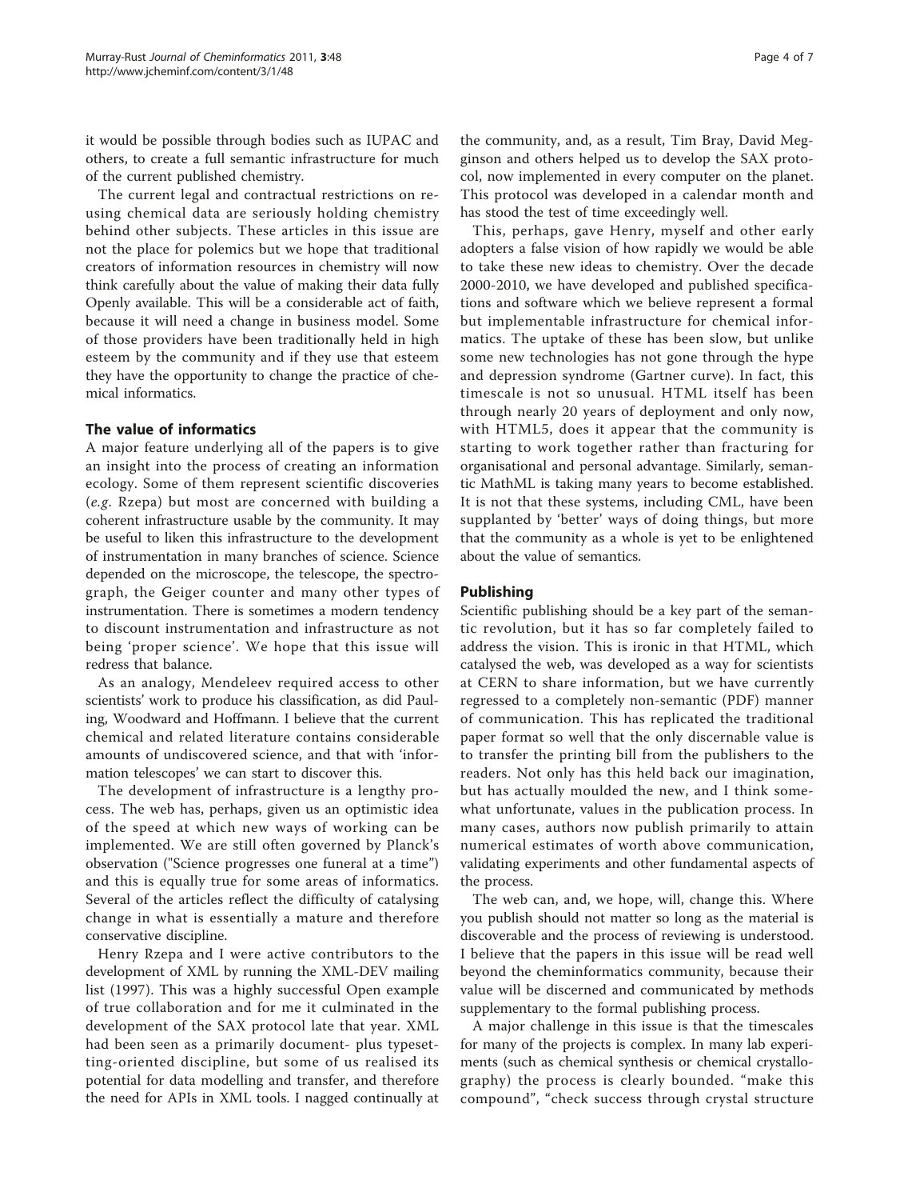it would be possible through bodies such as IUPAC and others, to create a full semantic infrastructure for much of the current published chemistry.

The current legal and contractual restrictions on re-using chemical data are seriously holding chemistry behind other subjects. These articles in this issue are not the place for polemics but we hope that traditional creators of information resources in chemistry will now think carefully about the value of making their data fully Openly available. This will be a considerable act of faith, because it will need a change in business model. Some of those providers have been traditionally held in high esteem by the community and if they use that esteem they have the opportunity to change the practice of chemical informatics.

## The value of informatics

A major feature underlying all of the papers is to give an insight into the process of creating an information ecology. Some of them represent scientific discoveries (*e.g.* Rzepa) but most are concerned with building a coherent infrastructure usable by the community. It may be useful to liken this infrastructure to the development of instrumentation in many branches of science. Science depended on the microscope, the telescope, the spectrograph, the Geiger counter and many other types of instrumentation. There is sometimes a modern tendency to discount instrumentation and infrastructure as not being 'proper science'. We hope that this issue will redress that balance.

As an analogy, Mendeleev required access to other scientists' work to produce his classification, as did Pauling, Woodward and Hoffmann. I believe that the current chemical and related literature contains considerable amounts of undiscovered science, and that with 'information telescopes' we can start to discover this.

The development of infrastructure is a lengthy process. The web has, perhaps, given us an optimistic idea of the speed at which new ways of working can be implemented. We are still often governed by Planck's observation ("Science progresses one funeral at a time") and this is equally true for some areas of informatics. Several of the articles reflect the difficulty of catalysing change in what is essentially a mature and therefore conservative discipline.

Henry Rzepa and I were active contributors to the development of XML by running the XML-DEV mailing list (1997). This was a highly successful Open example of true collaboration and for me it culminated in the development of the SAX protocol late that year. XML had been seen as a primarily document- plus typesetting-oriented discipline, but some of us realised its potential for data modelling and transfer, and therefore the need for APIs in XML tools. I nagged continually at the community, and, as a result, Tim Bray, David Megginson and others helped us to develop the SAX protocol, now implemented in every computer on the planet. This protocol was developed in a calendar month and has stood the test of time exceedingly well.

This, perhaps, gave Henry, myself and other early adopters a false vision of how rapidly we would be able to take these new ideas to chemistry. Over the decade 2000-2010, we have developed and published specifications and software which we believe represent a formal but implementable infrastructure for chemical informatics. The uptake of these has been slow, but unlike some new technologies has not gone through the hype and depression syndrome (Gartner curve). In fact, this timescale is not so unusual. HTML itself has been through nearly 20 years of deployment and only now, with HTML5, does it appear that the community is starting to work together rather than fracturing for organisational and personal advantage. Similarly, semantic MathML is taking many years to become established. It is not that these systems, including CML, have been supplanted by 'better' ways of doing things, but more that the community as a whole is yet to be enlightened about the value of semantics.

## Publishing

Scientific publishing should be a key part of the semantic revolution, but it has so far completely failed to address the vision. This is ironic in that HTML, which catalysed the web, was developed as a way for scientists at CERN to share information, but we have currently regressed to a completely non-semantic (PDF) manner of communication. This has replicated the traditional paper format so well that the only discernable value is to transfer the printing bill from the publishers to the readers. Not only has this held back our imagination, but has actually moulded the new, and I think somewhat unfortunate, values in the publication process. In many cases, authors now publish primarily to attain numerical estimates of worth above communication, validating experiments and other fundamental aspects of the process.

The web can, and, we hope, will, change this. Where you publish should not matter so long as the material is discoverable and the process of reviewing is understood. I believe that the papers in this issue will be read well beyond the cheminformatics community, because their value will be discerned and communicated by methods supplementary to the formal publishing process.

A major challenge in this issue is that the timescales for many of the projects is complex. In many lab experiments (such as chemical synthesis or chemical crystallography) the process is clearly bounded. "make this compound", "check success through crystal structure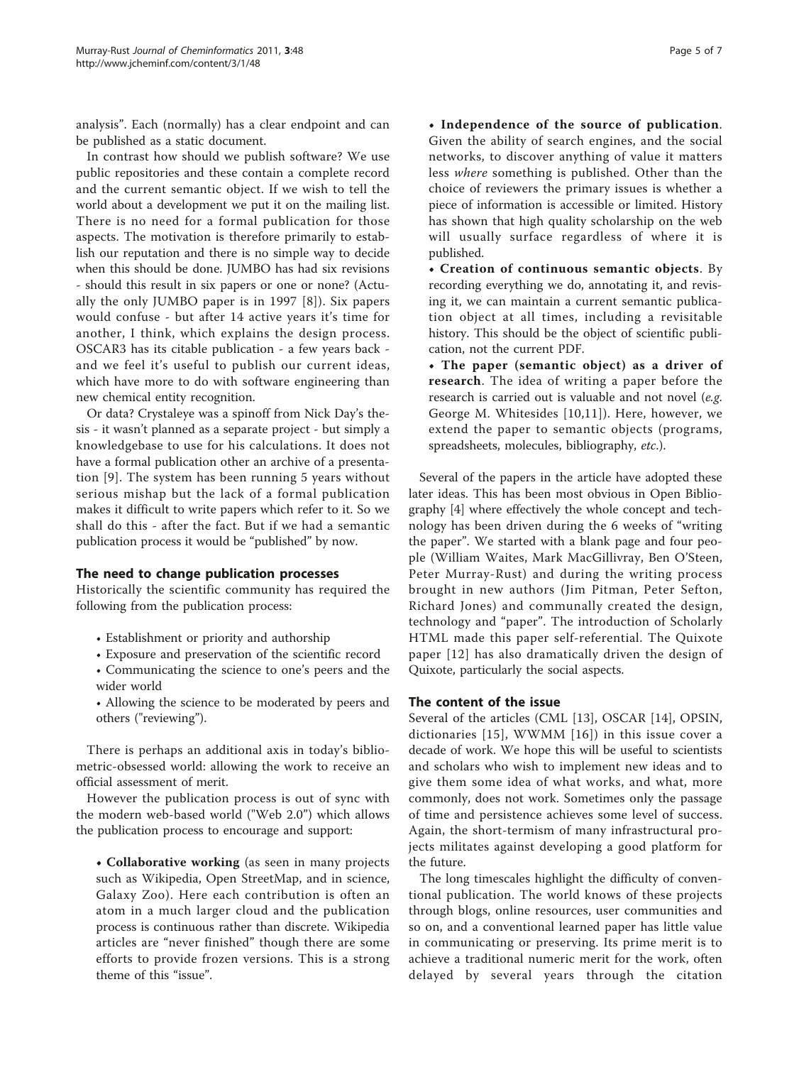analysis". Each (normally) has a clear endpoint and can be published as a static document.

In contrast how should we publish software? We use public repositories and these contain a complete record and the current semantic object. If we wish to tell the world about a development we put it on the mailing list. There is no need for a formal publication for those aspects. The motivation is therefore primarily to establish our reputation and there is no simple way to decide when this should be done. JUMBO has had six revisions - should this result in six papers or one or none? (Actually the only JUMBO paper is in 1997 [8]). Six papers would confuse - but after 14 active years it's time for another, I think, which explains the design process. OSCAR3 has its citable publication - a few years back - and we feel it's useful to publish our current ideas, which have more to do with software engineering than new chemical entity recognition.

Or data? Crystaleye was a spinoff from Nick Day's thesis - it wasn't planned as a separate project - but simply a knowledgebase to use for his calculations. It does not have a formal publication other an archive of a presentation [9]. The system has been running 5 years without serious mishap but the lack of a formal publication makes it difficult to write papers which refer to it. So we shall do this - after the fact. But if we had a semantic publication process it would be "published" by now.

## The need to change publication processes

Historically the scientific community has required the following from the publication process:

- Establishment or priority and authorship
- Exposure and preservation of the scientific record
- Communicating the science to one's peers and the wider world
- Allowing the science to be moderated by peers and others ("reviewing").

There is perhaps an additional axis in today's bibliometric-obsessed world: allowing the work to receive an official assessment of merit.

However the publication process is out of sync with the modern web-based world ("Web 2.0") which allows the publication process to encourage and support:

- **Collaborative working** (as seen in many projects such as Wikipedia, Open StreetMap, and in science, Galaxy Zoo). Here each contribution is often an atom in a much larger cloud and the publication process is continuous rather than discrete. Wikipedia articles are "never finished" though there are some efforts to provide frozen versions. This is a strong theme of this "issue".
- **Independence of the source of publication**. Given the ability of search engines, and the social networks, to discover anything of value it matters less *where* something is published. Other than the choice of reviewers the primary issues is whether a piece of information is accessible or limited. History has shown that high quality scholarship on the web will usually surface regardless of where it is published.
- **Creation of continuous semantic objects**. By recording everything we do, annotating it, and revising it, we can maintain a current semantic publication object at all times, including a revisitable history. This should be the object of scientific publication, not the current PDF.
- **The paper (semantic object) as a driver of research**. The idea of writing a paper before the research is carried out is valuable and not novel (*e.g.* George M. Whitesides [10,11]). Here, however, we extend the paper to semantic objects (programs, spreadsheets, molecules, bibliography, *etc.*).

Several of the papers in the article have adopted these later ideas. This has been most obvious in Open Bibliography [4] where effectively the whole concept and technology has been driven during the 6 weeks of "writing the paper". We started with a blank page and four people (William Waites, Mark MacGillivray, Ben O'Steen, Peter Murray-Rust) and during the writing process brought in new authors (Jim Pitman, Peter Sefton, Richard Jones) and communally created the design, technology and "paper". The introduction of Scholarly HTML made this paper self-referential. The Quixote paper [12] has also dramatically driven the design of Quixote, particularly the social aspects.

## The content of the issue

Several of the articles (CML [13], OSCAR [14], OPSIN, dictionaries [15], WWMM [16]) in this issue cover a decade of work. We hope this will be useful to scientists and scholars who wish to implement new ideas and to give them some idea of what works, and what, more commonly, does not work. Sometimes only the passage of time and persistence achieves some level of success. Again, the short-termism of many infrastructural projects militates against developing a good platform for the future.

The long timescales highlight the difficulty of conventional publication. The world knows of these projects through blogs, online resources, user communities and so on, and a conventional learned paper has little value in communicating or preserving. Its prime merit is to achieve a traditional numeric merit for the work, often delayed by several years through the citation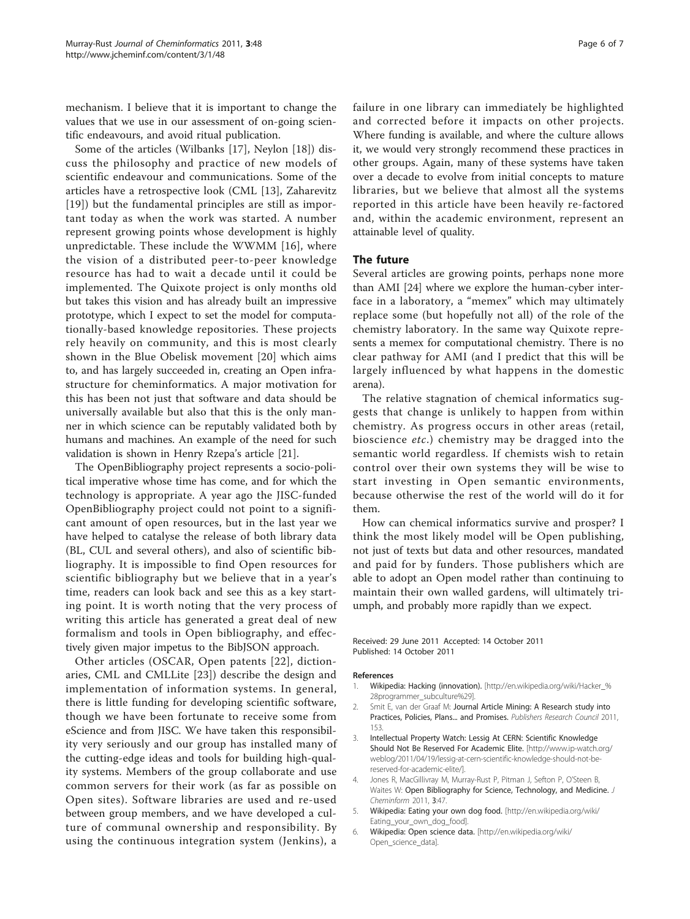mechanism. I believe that it is important to change the values that we use in our assessment of on-going scientific endeavours, and avoid ritual publication.

Some of the articles (Wilbanks [17], Neylon [18]) discuss the philosophy and practice of new models of scientific endeavour and communications. Some of the articles have a retrospective look (CML [13], Zaharevitz [19]) but the fundamental principles are still as important today as when the work was started. A number represent growing points whose development is highly unpredictable. These include the WWMM [16], where the vision of a distributed peer-to-peer knowledge resource has had to wait a decade until it could be implemented. The Quixote project is only months old but takes this vision and has already built an impressive prototype, which I expect to set the model for computationally-based knowledge repositories. These projects rely heavily on community, and this is most clearly shown in the Blue Obelisk movement [20] which aims to, and has largely succeeded in, creating an Open infrastructure for cheminformatics. A major motivation for this has been not just that software and data should be universally available but also that this is the only manner in which science can be reputably validated both by humans and machines. An example of the need for such validation is shown in Henry Rzepa's article [21].

The OpenBibliography project represents a socio-political imperative whose time has come, and for which the technology is appropriate. A year ago the JISC-funded OpenBibliography project could not point to a significant amount of open resources, but in the last year we have helped to catalyse the release of both library data (BL, CUL and several others), and also of scientific bibliography. It is impossible to find Open resources for scientific bibliography but we believe that in a year's time, readers can look back and see this as a key starting point. It is worth noting that the very process of writing this article has generated a great deal of new formalism and tools in Open bibliography, and effectively given major impetus to the BibJSON approach.

Other articles (OSCAR, Open patents [22], dictionaries, CML and CMLLite [23]) describe the design and implementation of information systems. In general, there is little funding for developing scientific software, though we have been fortunate to receive some from eScience and from JISC. We have taken this responsibility very seriously and our group has installed many of the cutting-edge ideas and tools for building high-quality systems. Members of the group collaborate and use common servers for their work (as far as possible on Open sites). Software libraries are used and re-used between group members, and we have developed a culture of communal ownership and responsibility. By using the continuous integration system (Jenkins), a failure in one library can immediately be highlighted and corrected before it impacts on other projects. Where funding is available, and where the culture allows it, we would very strongly recommend these practices in other groups. Again, many of these systems have taken over a decade to evolve from initial concepts to mature libraries, but we believe that almost all the systems reported in this article have been heavily re-factored and, within the academic environment, represent an attainable level of quality.

## The future

Several articles are growing points, perhaps none more than AMI [24] where we explore the human-cyber interface in a laboratory, a "memex" which may ultimately replace some (but hopefully not all) of the role of the chemistry laboratory. In the same way Quixote represents a memex for computational chemistry. There is no clear pathway for AMI (and I predict that this will be largely influenced by what happens in the domestic arena).

The relative stagnation of chemical informatics suggests that change is unlikely to happen from within chemistry. As progress occurs in other areas (retail, bioscience *etc.*) chemistry may be dragged into the semantic world regardless. If chemists wish to retain control over their own systems they will be wise to start investing in Open semantic environments, because otherwise the rest of the world will do it for them.

How can chemical informatics survive and prosper? I think the most likely model will be Open publishing, not just of texts but data and other resources, mandated and paid for by funders. Those publishers which are able to adopt an Open model rather than continuing to maintain their own walled gardens, will ultimately triumph, and probably more rapidly than we expect.

Received: 29 June 2011 Accepted: 14 October 2011
Published: 14 October 2011

### References

1. **Wikipedia: Hacking (innovation).** [http://en.wikipedia.org/wiki/Hacker_%28programmer_subculture%29].
2. Smit E, van der Graaf M: **Journal Article Mining: A Research study into Practices, Policies, Plans... and Promises.** *Publishers Research Council* 2011, 153.
3. **Intellectual Property Watch: Lessig At CERN: Scientific Knowledge Should Not Be Reserved For Academic Elite.** [http://www.ip-watch.org/weblog/2011/04/19/lessig-at-cern-scientific-knowledge-should-not-be-reserved-for-academic-elite/].
4. Jones R, MacGillivray M, Murray-Rust P, Pitman J, Sefton P, O'Steen B, Waites W: **Open Bibliography for Science, Technology, and Medicine.** *J Cheminform* 2011, **3**:47.
5. **Wikipedia: Eating your own dog food.** [http://en.wikipedia.org/wiki/Eating_your_own_dog_food].
6. **Wikipedia: Open science data.** [http://en.wikipedia.org/wiki/Open_science_data].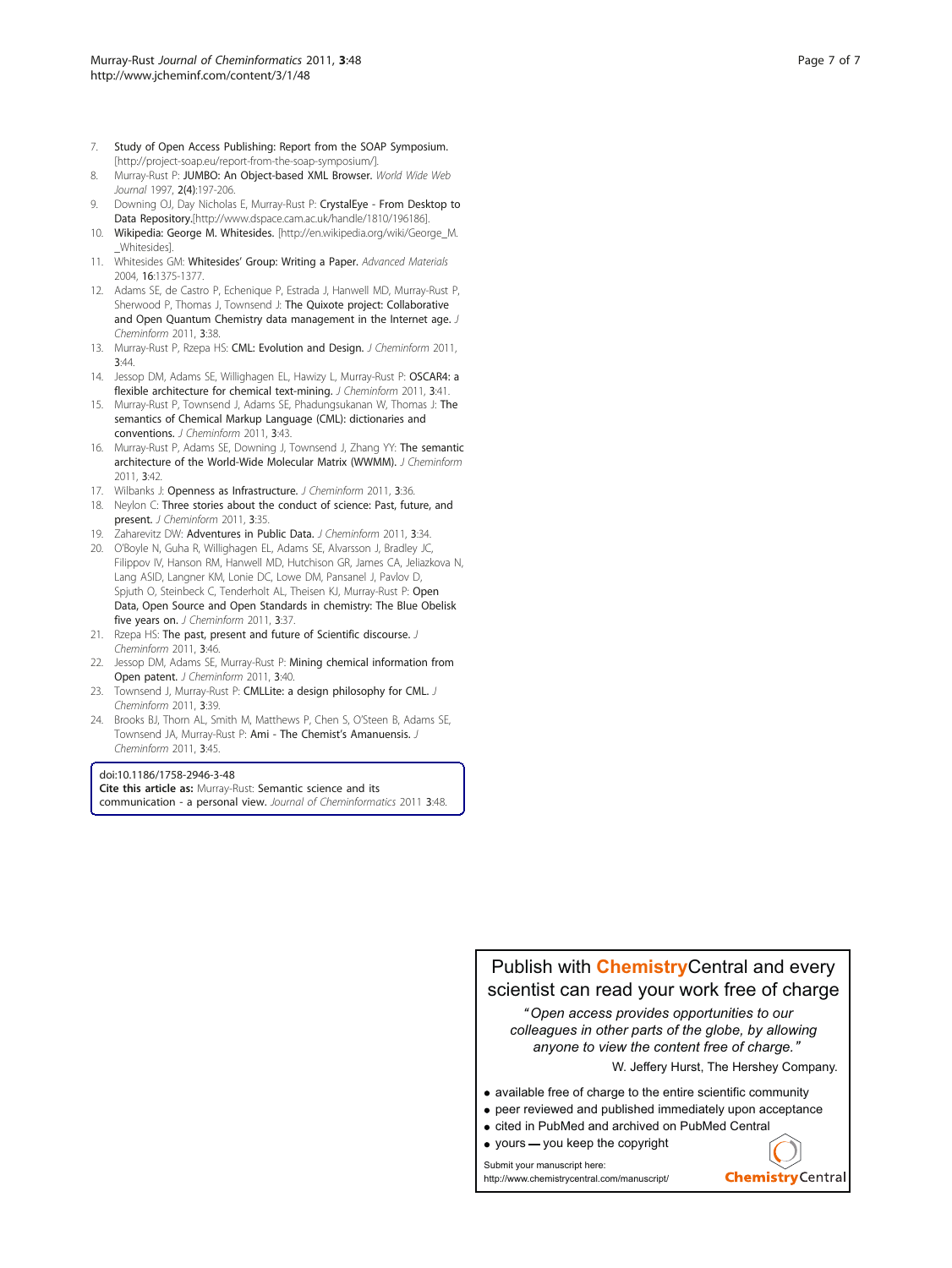7. Study of Open Access Publishing: Report from the SOAP Symposium. [http://project-soap.eu/report-from-the-soap-symposium/].
8. Murray-Rust P: JUMBO: An Object-based XML Browser. *World Wide Web Journal* 1997, **2(4)**:197-206.
9. Downing OJ, Day Nicholas E, Murray-Rust P: CrystalEye - From Desktop to Data Repository.[http://www.dspace.cam.ac.uk/handle/1810/196186].
10. Wikipedia: George M. Whitesides. [http://en.wikipedia.org/wiki/George_M._Whitesides].
11. Whitesides GM: Whitesides' Group: Writing a Paper. *Advanced Materials* 2004, **16**:1375-1377.
12. Adams SE, de Castro P, Echenique P, Estrada J, Hanwell MD, Murray-Rust P, Sherwood P, Thomas J, Townsend J: The Quixote project: Collaborative and Open Quantum Chemistry data management in the Internet age. *J Cheminform* 2011, **3**:38.
13. Murray-Rust P, Rzepa HS: CML: Evolution and Design. *J Cheminform* 2011, **3**:44.
14. Jessop DM, Adams SE, Willighagen EL, Hawizy L, Murray-Rust P: OSCAR4: a flexible architecture for chemical text-mining. *J Cheminform* 2011, **3**:41.
15. Murray-Rust P, Townsend J, Adams SE, Phadungsukanan W, Thomas J: The semantics of Chemical Markup Language (CML): dictionaries and conventions. *J Cheminform* 2011, **3**:43.
16. Murray-Rust P, Adams SE, Downing J, Townsend J, Zhang YY: The semantic architecture of the World-Wide Molecular Matrix (WWMM). *J Cheminform* 2011, **3**:42.
17. Wilbanks J: Openness as Infrastructure. *J Cheminform* 2011, **3**:36.
18. Neylon C: Three stories about the conduct of science: Past, future, and present. *J Cheminform* 2011, **3**:35.
19. Zaharevitz DW: Adventures in Public Data. *J Cheminform* 2011, **3**:34.
20. O'Boyle N, Guha R, Willighagen EL, Adams SE, Alvarsson J, Bradley JC, Filippov IV, Hanson RM, Hanwell MD, Hutchison GR, James CA, Jeliazkova N, Lang ASID, Langner KM, Lonie DC, Lowe DM, Pansanel J, Pavlov D, Spjuth O, Steinbeck C, Tenderholt AL, Theisen KJ, Murray-Rust P: Open Data, Open Source and Open Standards in chemistry: The Blue Obelisk five years on. *J Cheminform* 2011, **3**:37.
21. Rzepa HS: The past, present and future of Scientific discourse. *J Cheminform* 2011, **3**:46.
22. Jessop DM, Adams SE, Murray-Rust P: Mining chemical information from Open patent. *J Cheminform* 2011, **3**:40.
23. Townsend J, Murray-Rust P: CMLLite: a design philosophy for CML. *J Cheminform* 2011, **3**:39.
24. Brooks BJ, Thorn AL, Smith M, Matthews P, Chen S, O'Steen B, Adams SE, Townsend JA, Murray-Rust P: Ami - The Chemist's Amanuensis. *J Cheminform* 2011, **3**:45.

doi:10.1186/1758-2946-3-48
**Cite this article as:** Murray-Rust: Semantic science and its communication - a personal view. *Journal of Cheminformatics* 2011 **3**:48.

Publish with **Chemistry**Central and every scientist can read your work free of charge

*"Open access provides opportunities to our colleagues in other parts of the globe, by allowing anyone to view the content free of charge."*

W. Jeffery Hurst, The Hershey Company.

- available free of charge to the entire scientific community
- peer reviewed and published immediately upon acceptance
- cited in PubMed and archived on PubMed Central
- yours — you keep the copyright

Submit your manuscript here:
http://www.chemistrycentral.com/manuscript/

**Chemistry**Central